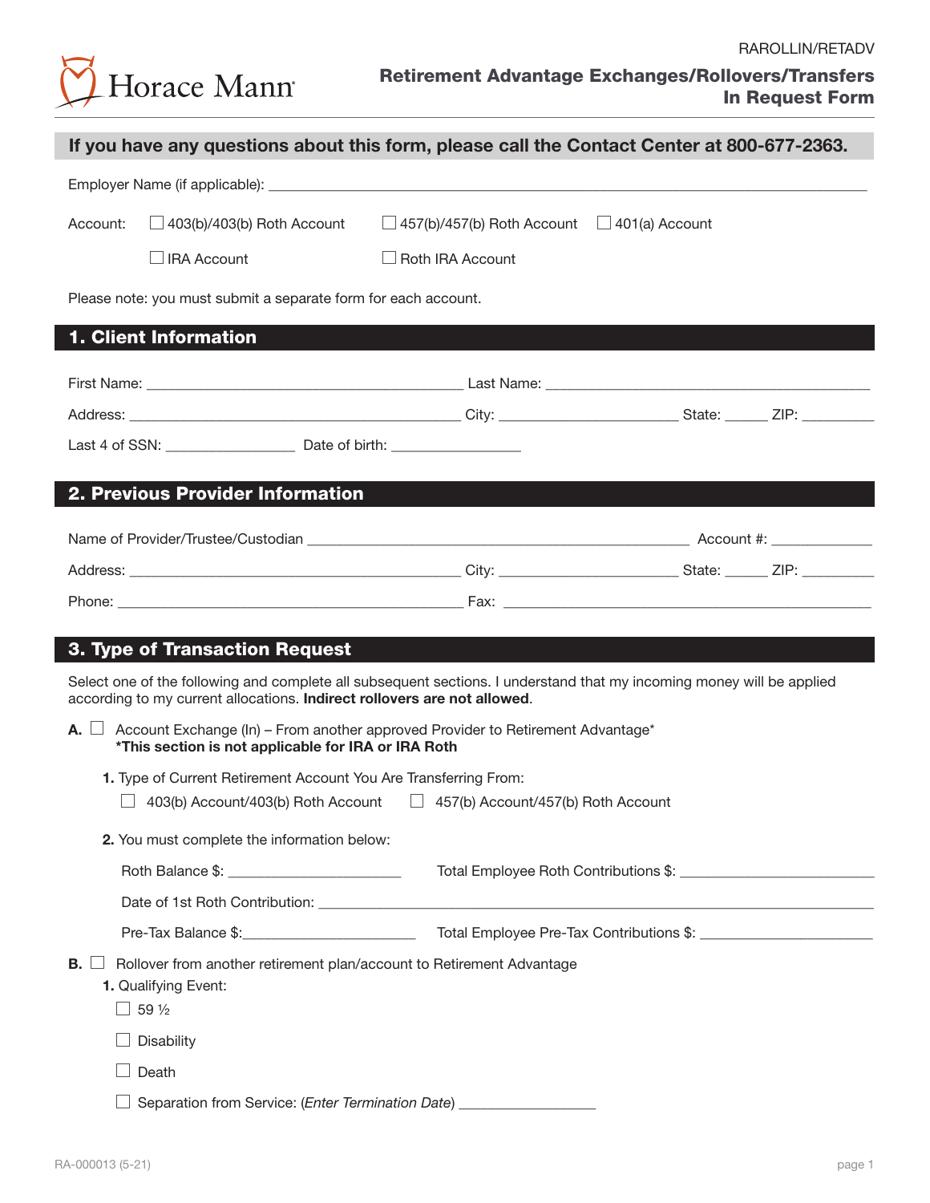RAROLLIN/RETADV

Horace Mann

# Retirement Advantage Exchanges/Rollovers/Transfers In Request Form

**If you have any questions about this form, please call the Contact Center at 800-677-2363.**

Employer Name (if applicable): ___________________________________________

Account: ☐ 403(b)/403(b) Roth Account ☐ 457(b)/457(b) Roth Account ☐ 401(a) Account

☐ IRA Account ☐ Roth IRA Account

Please note: you must submit a separate form for each account.

## 1. Client Information

First Name: ______________________ Last Name: ______________________

Address: ______________________ City: ______________ State: _____ ZIP: _________

Last 4 of SSN: ______________ Date of birth: ______________

## 2. Previous Provider Information

Name of Provider/Trustee/Custodian ______________________ Account #: ____________

Address: ______________________ City: ______________ State: _____ ZIP: _________

Phone: ______________________ Fax: ______________________

## 3. Type of Transaction Request

Select one of the following and complete all subsequent sections. I understand that my incoming money will be applied according to my current allocations. **Indirect rollovers are not allowed**.

**A.** ☐ Account Exchange (In) – From another approved Provider to Retirement Advantage*
**\*This section is not applicable for IRA or IRA Roth**

**1.** Type of Current Retirement Account You Are Transferring From:

☐ 403(b) Account/403(b) Roth Account ☐ 457(b) Account/457(b) Roth Account

**2.** You must complete the information below:

Roth Balance $: ______________ Total Employee Roth Contributions $: ______________

Date of 1st Roth Contribution: ______________________

Pre-Tax Balance $:______________ Total Employee Pre-Tax Contributions $: ______________

**B.** ☐ Rollover from another retirement plan/account to Retirement Advantage

**1.** Qualifying Event:

☐ 59 ½

☐ Disability

☐ Death

☐ Separation from Service: (*Enter Termination Date*) ______________

RA-000013 (5-21)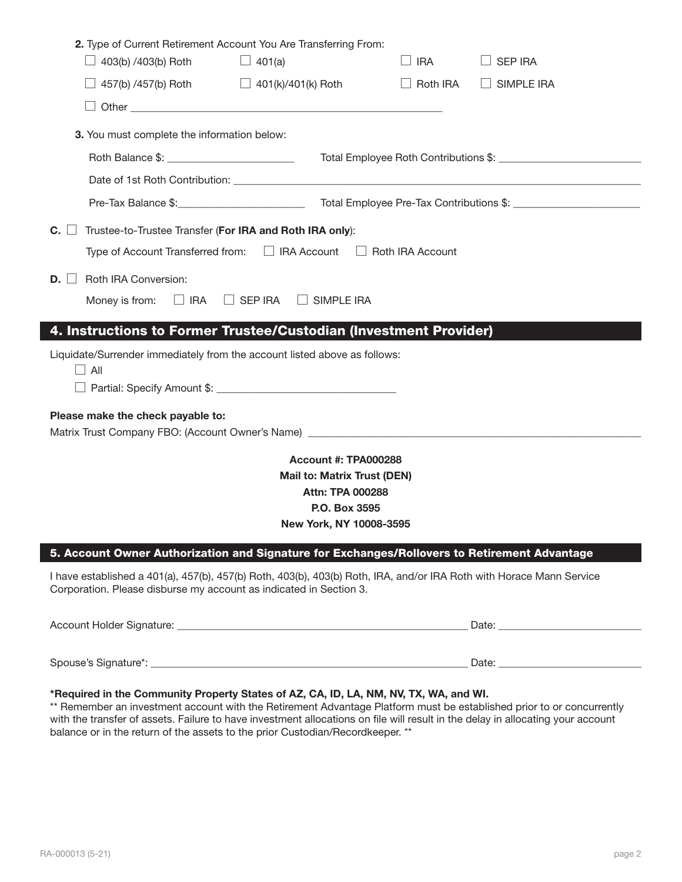**2.** Type of Current Retirement Account You Are Transferring From:

☐ 403(b) /403(b) Roth ☐ 401(a) ☐ IRA ☐ SEP IRA

☐ 457(b) /457(b) Roth ☐ 401(k)/401(k) Roth ☐ Roth IRA ☐ SIMPLE IRA

☐ Other ______________________________________________

**3.** You must complete the information below:

Roth Balance $: ____________________ Total Employee Roth Contributions $: ____________________

Date of 1st Roth Contribution: ______________________________________________

Pre-Tax Balance $:____________________ Total Employee Pre-Tax Contributions $: ____________________

**C.** ☐ Trustee-to-Trustee Transfer (**For IRA and Roth IRA only**):

Type of Account Transferred from: ☐ IRA Account ☐ Roth IRA Account

**D.** ☐ Roth IRA Conversion:

Money is from: ☐ IRA ☐ SEP IRA ☐ SIMPLE IRA

## 4. Instructions to Former Trustee/Custodian (Investment Provider)

Liquidate/Surrender immediately from the account listed above as follows:

☐ All

☐ Partial: Specify Amount $: ____________________

**Please make the check payable to:**

Matrix Trust Company FBO: (Account Owner's Name) ______________________________________________

**Account #: TPA000288**
**Mail to: Matrix Trust (DEN)**
**Attn: TPA 000288**
**P.O. Box 3595**
**New York, NY 10008-3595**

## 5. Account Owner Authorization and Signature for Exchanges/Rollovers to Retirement Advantage

I have established a 401(a), 457(b), 457(b) Roth, 403(b), 403(b) Roth, IRA, and/or IRA Roth with Horace Mann Service Corporation. Please disburse my account as indicated in Section 3.

Account Holder Signature: ______________________________________________ Date: ____________________

Spouse's Signature*: ______________________________________________ Date: ____________________

**\*Required in the Community Property States of AZ, CA, ID, LA, NM, NV, TX, WA, and WI.**

** Remember an investment account with the Retirement Advantage Platform must be established prior to or concurrently with the transfer of assets. Failure to have investment allocations on file will result in the delay in allocating your account balance or in the return of the assets to the prior Custodian/Recordkeeper. **

RA-000013 (5-21)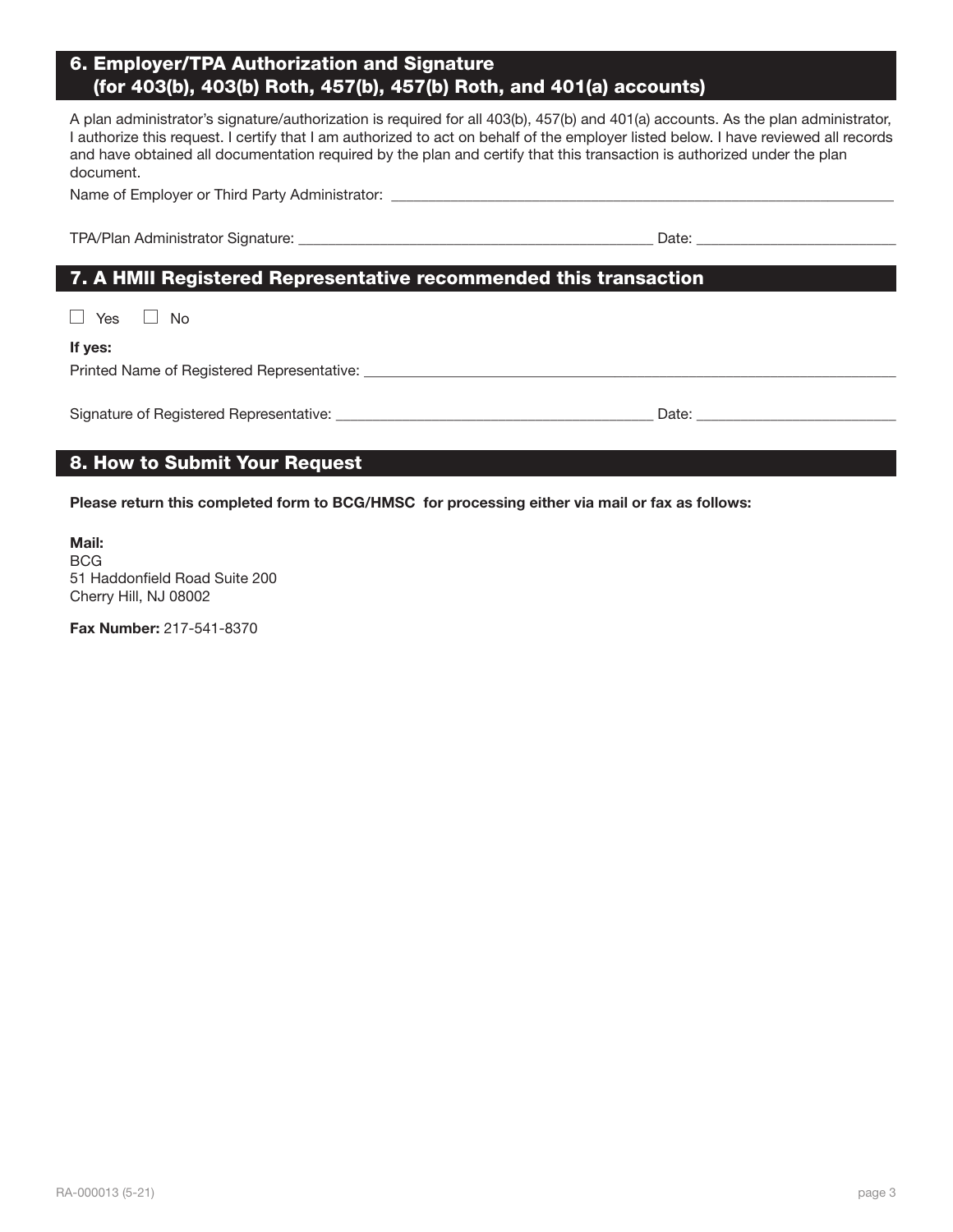## 6. Employer/TPA Authorization and Signature (for 403(b), 403(b) Roth, 457(b), 457(b) Roth, and 401(a) accounts)

A plan administrator's signature/authorization is required for all 403(b), 457(b) and 401(a) accounts. As the plan administrator, I authorize this request. I certify that I am authorized to act on behalf of the employer listed below. I have reviewed all records and have obtained all documentation required by the plan and certify that this transaction is authorized under the plan document.

Name of Employer or Third Party Administrator: ____________________________________________

TPA/Plan Administrator Signature: ____________________________________ Date: ____________________

## 7. A HMII Registered Representative recommended this transaction

☐ Yes ☐ No

**If yes:**

Printed Name of Registered Representative: ____________________________________________

Signature of Registered Representative: ________________________________ Date: ____________________

## 8. How to Submit Your Request

**Please return this completed form to BCG/HMSC for processing either via mail or fax as follows:**

**Mail:**
BCG
51 Haddonfield Road Suite 200
Cherry Hill, NJ 08002

**Fax Number:** 217-541-8370

RA-000013 (5-21)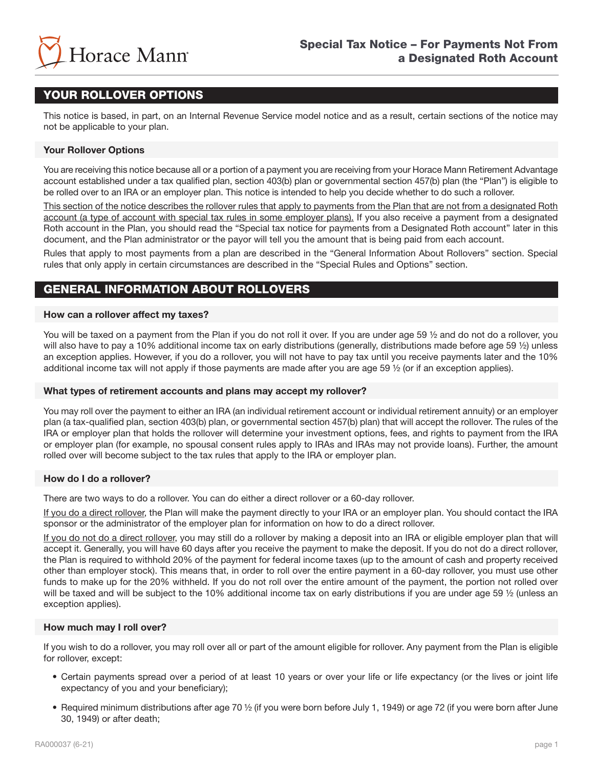Horace Mann

# Special Tax Notice – For Payments Not From a Designated Roth Account

## YOUR ROLLOVER OPTIONS

This notice is based, in part, on an Internal Revenue Service model notice and as a result, certain sections of the notice may not be applicable to your plan.

### Your Rollover Options

You are receiving this notice because all or a portion of a payment you are receiving from your Horace Mann Retirement Advantage account established under a tax qualified plan, section 403(b) plan or governmental section 457(b) plan (the "Plan") is eligible to be rolled over to an IRA or an employer plan. This notice is intended to help you decide whether to do such a rollover.

This section of the notice describes the rollover rules that apply to payments from the Plan that are not from a designated Roth account (a type of account with special tax rules in some employer plans). If you also receive a payment from a designated Roth account in the Plan, you should read the "Special tax notice for payments from a Designated Roth account" later in this document, and the Plan administrator or the payor will tell you the amount that is being paid from each account.

Rules that apply to most payments from a plan are described in the "General Information About Rollovers" section. Special rules that only apply in certain circumstances are described in the "Special Rules and Options" section.

## GENERAL INFORMATION ABOUT ROLLOVERS

### How can a rollover affect my taxes?

You will be taxed on a payment from the Plan if you do not roll it over. If you are under age 59 ½ and do not do a rollover, you will also have to pay a 10% additional income tax on early distributions (generally, distributions made before age 59 ½) unless an exception applies. However, if you do a rollover, you will not have to pay tax until you receive payments later and the 10% additional income tax will not apply if those payments are made after you are age 59 ½ (or if an exception applies).

### What types of retirement accounts and plans may accept my rollover?

You may roll over the payment to either an IRA (an individual retirement account or individual retirement annuity) or an employer plan (a tax-qualified plan, section 403(b) plan, or governmental section 457(b) plan) that will accept the rollover. The rules of the IRA or employer plan that holds the rollover will determine your investment options, fees, and rights to payment from the IRA or employer plan (for example, no spousal consent rules apply to IRAs and IRAs may not provide loans). Further, the amount rolled over will become subject to the tax rules that apply to the IRA or employer plan.

### How do I do a rollover?

There are two ways to do a rollover. You can do either a direct rollover or a 60-day rollover.

If you do a direct rollover, the Plan will make the payment directly to your IRA or an employer plan. You should contact the IRA sponsor or the administrator of the employer plan for information on how to do a direct rollover.

If you do not do a direct rollover, you may still do a rollover by making a deposit into an IRA or eligible employer plan that will accept it. Generally, you will have 60 days after you receive the payment to make the deposit. If you do not do a direct rollover, the Plan is required to withhold 20% of the payment for federal income taxes (up to the amount of cash and property received other than employer stock). This means that, in order to roll over the entire payment in a 60-day rollover, you must use other funds to make up for the 20% withheld. If you do not roll over the entire amount of the payment, the portion not rolled over will be taxed and will be subject to the 10% additional income tax on early distributions if you are under age 59 ½ (unless an exception applies).

### How much may I roll over?

If you wish to do a rollover, you may roll over all or part of the amount eligible for rollover. Any payment from the Plan is eligible for rollover, except:

- Certain payments spread over a period of at least 10 years or over your life or life expectancy (or the lives or joint life expectancy of you and your beneficiary);
- Required minimum distributions after age 70 ½ (if you were born before July 1, 1949) or age 72 (if you were born after June 30, 1949) or after death;

RA000037 (6-21)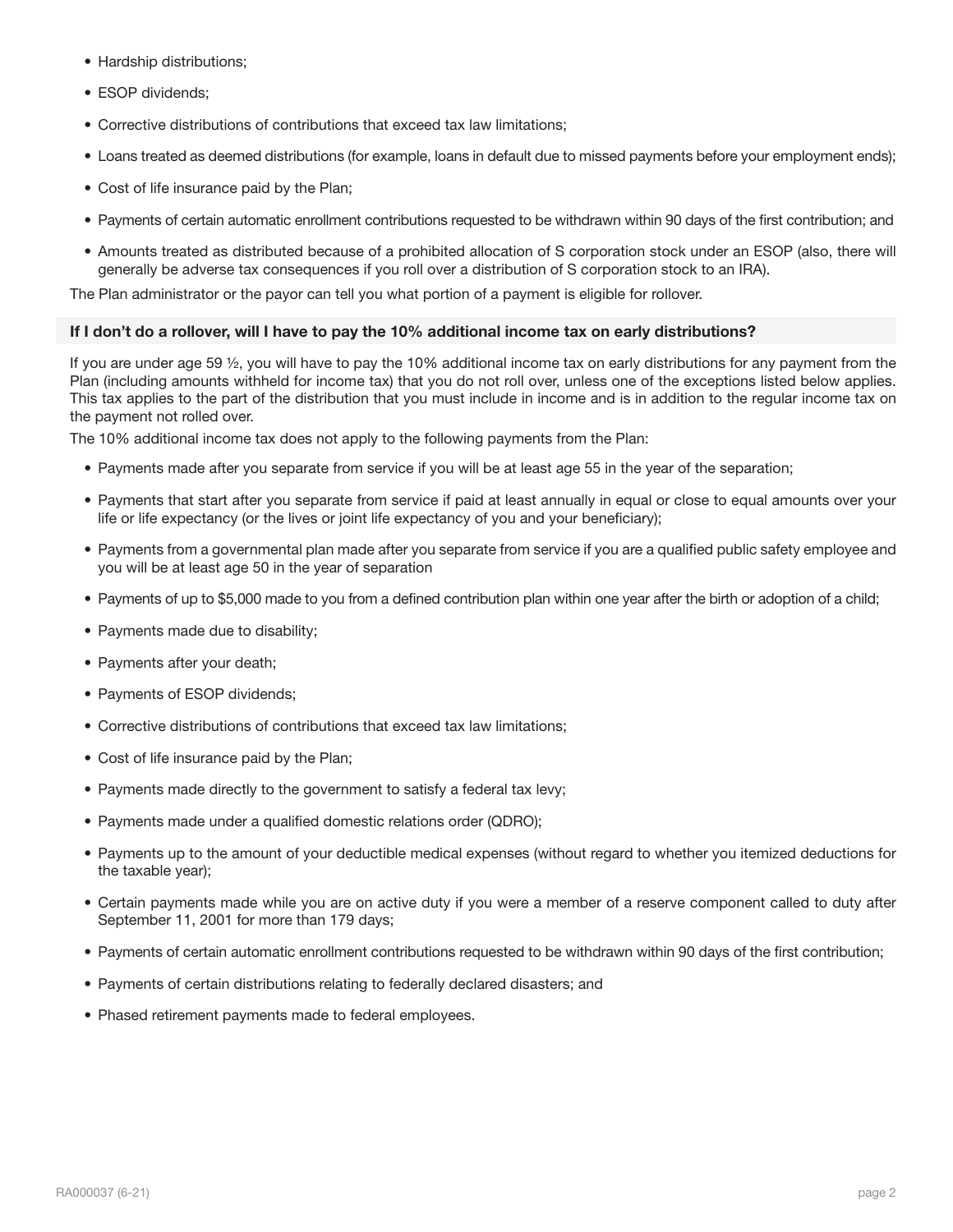- Hardship distributions;
- ESOP dividends;
- Corrective distributions of contributions that exceed tax law limitations;
- Loans treated as deemed distributions (for example, loans in default due to missed payments before your employment ends);
- Cost of life insurance paid by the Plan;
- Payments of certain automatic enrollment contributions requested to be withdrawn within 90 days of the first contribution; and
- Amounts treated as distributed because of a prohibited allocation of S corporation stock under an ESOP (also, there will generally be adverse tax consequences if you roll over a distribution of S corporation stock to an IRA).

The Plan administrator or the payor can tell you what portion of a payment is eligible for rollover.

### If I don't do a rollover, will I have to pay the 10% additional income tax on early distributions?

If you are under age 59 ½, you will have to pay the 10% additional income tax on early distributions for any payment from the Plan (including amounts withheld for income tax) that you do not roll over, unless one of the exceptions listed below applies. This tax applies to the part of the distribution that you must include in income and is in addition to the regular income tax on the payment not rolled over.

The 10% additional income tax does not apply to the following payments from the Plan:

- Payments made after you separate from service if you will be at least age 55 in the year of the separation;
- Payments that start after you separate from service if paid at least annually in equal or close to equal amounts over your life or life expectancy (or the lives or joint life expectancy of you and your beneficiary);
- Payments from a governmental plan made after you separate from service if you are a qualified public safety employee and you will be at least age 50 in the year of separation
- Payments of up to $5,000 made to you from a defined contribution plan within one year after the birth or adoption of a child;
- Payments made due to disability;
- Payments after your death;
- Payments of ESOP dividends;
- Corrective distributions of contributions that exceed tax law limitations;
- Cost of life insurance paid by the Plan;
- Payments made directly to the government to satisfy a federal tax levy;
- Payments made under a qualified domestic relations order (QDRO);
- Payments up to the amount of your deductible medical expenses (without regard to whether you itemized deductions for the taxable year);
- Certain payments made while you are on active duty if you were a member of a reserve component called to duty after September 11, 2001 for more than 179 days;
- Payments of certain automatic enrollment contributions requested to be withdrawn within 90 days of the first contribution;
- Payments of certain distributions relating to federally declared disasters; and
- Phased retirement payments made to federal employees.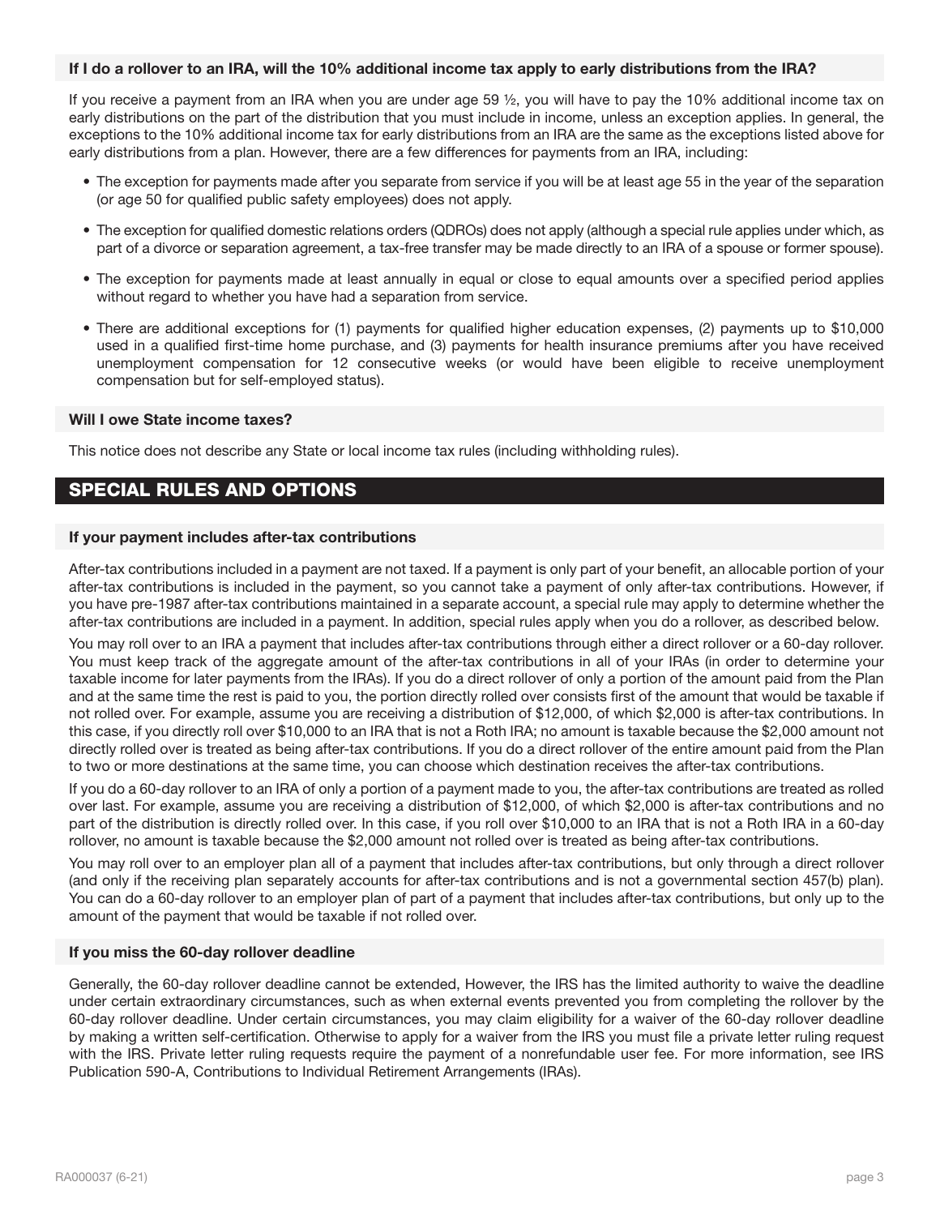### If I do a rollover to an IRA, will the 10% additional income tax apply to early distributions from the IRA?

If you receive a payment from an IRA when you are under age 59 ½, you will have to pay the 10% additional income tax on early distributions on the part of the distribution that you must include in income, unless an exception applies. In general, the exceptions to the 10% additional income tax for early distributions from an IRA are the same as the exceptions listed above for early distributions from a plan. However, there are a few differences for payments from an IRA, including:

- The exception for payments made after you separate from service if you will be at least age 55 in the year of the separation (or age 50 for qualified public safety employees) does not apply.
- The exception for qualified domestic relations orders (QDROs) does not apply (although a special rule applies under which, as part of a divorce or separation agreement, a tax-free transfer may be made directly to an IRA of a spouse or former spouse).
- The exception for payments made at least annually in equal or close to equal amounts over a specified period applies without regard to whether you have had a separation from service.
- There are additional exceptions for (1) payments for qualified higher education expenses, (2) payments up to $10,000 used in a qualified first-time home purchase, and (3) payments for health insurance premiums after you have received unemployment compensation for 12 consecutive weeks (or would have been eligible to receive unemployment compensation but for self-employed status).

### Will I owe State income taxes?

This notice does not describe any State or local income tax rules (including withholding rules).

## SPECIAL RULES AND OPTIONS

### If your payment includes after-tax contributions

After-tax contributions included in a payment are not taxed. If a payment is only part of your benefit, an allocable portion of your after-tax contributions is included in the payment, so you cannot take a payment of only after-tax contributions. However, if you have pre-1987 after-tax contributions maintained in a separate account, a special rule may apply to determine whether the after-tax contributions are included in a payment. In addition, special rules apply when you do a rollover, as described below.

You may roll over to an IRA a payment that includes after-tax contributions through either a direct rollover or a 60-day rollover. You must keep track of the aggregate amount of the after-tax contributions in all of your IRAs (in order to determine your taxable income for later payments from the IRAs). If you do a direct rollover of only a portion of the amount paid from the Plan and at the same time the rest is paid to you, the portion directly rolled over consists first of the amount that would be taxable if not rolled over. For example, assume you are receiving a distribution of $12,000, of which $2,000 is after-tax contributions. In this case, if you directly roll over $10,000 to an IRA that is not a Roth IRA; no amount is taxable because the $2,000 amount not directly rolled over is treated as being after-tax contributions. If you do a direct rollover of the entire amount paid from the Plan to two or more destinations at the same time, you can choose which destination receives the after-tax contributions.

If you do a 60-day rollover to an IRA of only a portion of a payment made to you, the after-tax contributions are treated as rolled over last. For example, assume you are receiving a distribution of $12,000, of which $2,000 is after-tax contributions and no part of the distribution is directly rolled over. In this case, if you roll over $10,000 to an IRA that is not a Roth IRA in a 60-day rollover, no amount is taxable because the $2,000 amount not rolled over is treated as being after-tax contributions.

You may roll over to an employer plan all of a payment that includes after-tax contributions, but only through a direct rollover (and only if the receiving plan separately accounts for after-tax contributions and is not a governmental section 457(b) plan). You can do a 60-day rollover to an employer plan of part of a payment that includes after-tax contributions, but only up to the amount of the payment that would be taxable if not rolled over.

### If you miss the 60-day rollover deadline

Generally, the 60-day rollover deadline cannot be extended, However, the IRS has the limited authority to waive the deadline under certain extraordinary circumstances, such as when external events prevented you from completing the rollover by the 60-day rollover deadline. Under certain circumstances, you may claim eligibility for a waiver of the 60-day rollover deadline by making a written self-certification. Otherwise to apply for a waiver from the IRS you must file a private letter ruling request with the IRS. Private letter ruling requests require the payment of a nonrefundable user fee. For more information, see IRS Publication 590-A, Contributions to Individual Retirement Arrangements (IRAs).

RA000037 (6-21)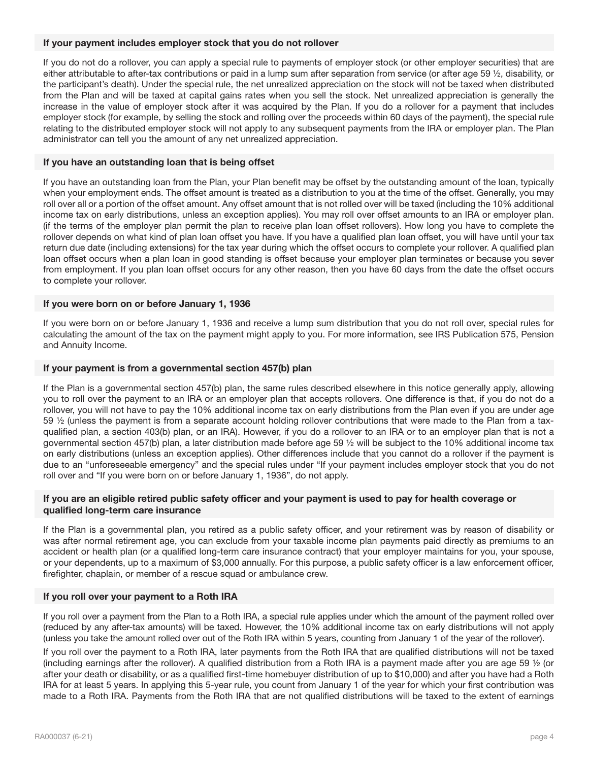### If your payment includes employer stock that you do not rollover

If you do not do a rollover, you can apply a special rule to payments of employer stock (or other employer securities) that are either attributable to after-tax contributions or paid in a lump sum after separation from service (or after age 59 ½, disability, or the participant's death). Under the special rule, the net unrealized appreciation on the stock will not be taxed when distributed from the Plan and will be taxed at capital gains rates when you sell the stock. Net unrealized appreciation is generally the increase in the value of employer stock after it was acquired by the Plan. If you do a rollover for a payment that includes employer stock (for example, by selling the stock and rolling over the proceeds within 60 days of the payment), the special rule relating to the distributed employer stock will not apply to any subsequent payments from the IRA or employer plan. The Plan administrator can tell you the amount of any net unrealized appreciation.

### If you have an outstanding loan that is being offset

If you have an outstanding loan from the Plan, your Plan benefit may be offset by the outstanding amount of the loan, typically when your employment ends. The offset amount is treated as a distribution to you at the time of the offset. Generally, you may roll over all or a portion of the offset amount. Any offset amount that is not rolled over will be taxed (including the 10% additional income tax on early distributions, unless an exception applies). You may roll over offset amounts to an IRA or employer plan. (if the terms of the employer plan permit the plan to receive plan loan offset rollovers). How long you have to complete the rollover depends on what kind of plan loan offset you have. If you have a qualified plan loan offset, you will have until your tax return due date (including extensions) for the tax year during which the offset occurs to complete your rollover. A qualified plan loan offset occurs when a plan loan in good standing is offset because your employer plan terminates or because you sever from employment. If you plan loan offset occurs for any other reason, then you have 60 days from the date the offset occurs to complete your rollover.

### If you were born on or before January 1, 1936

If you were born on or before January 1, 1936 and receive a lump sum distribution that you do not roll over, special rules for calculating the amount of the tax on the payment might apply to you. For more information, see IRS Publication 575, Pension and Annuity Income.

### If your payment is from a governmental section 457(b) plan

If the Plan is a governmental section 457(b) plan, the same rules described elsewhere in this notice generally apply, allowing you to roll over the payment to an IRA or an employer plan that accepts rollovers. One difference is that, if you do not do a rollover, you will not have to pay the 10% additional income tax on early distributions from the Plan even if you are under age 59 ½ (unless the payment is from a separate account holding rollover contributions that were made to the Plan from a tax-qualified plan, a section 403(b) plan, or an IRA). However, if you do a rollover to an IRA or to an employer plan that is not a governmental section 457(b) plan, a later distribution made before age 59 ½ will be subject to the 10% additional income tax on early distributions (unless an exception applies). Other differences include that you cannot do a rollover if the payment is due to an "unforeseeable emergency" and the special rules under "If your payment includes employer stock that you do not roll over and "If you were born on or before January 1, 1936", do not apply.

### If you are an eligible retired public safety officer and your payment is used to pay for health coverage or qualified long-term care insurance

If the Plan is a governmental plan, you retired as a public safety officer, and your retirement was by reason of disability or was after normal retirement age, you can exclude from your taxable income plan payments paid directly as premiums to an accident or health plan (or a qualified long-term care insurance contract) that your employer maintains for you, your spouse, or your dependents, up to a maximum of $3,000 annually. For this purpose, a public safety officer is a law enforcement officer, firefighter, chaplain, or member of a rescue squad or ambulance crew.

### If you roll over your payment to a Roth IRA

If you roll over a payment from the Plan to a Roth IRA, a special rule applies under which the amount of the payment rolled over (reduced by any after-tax amounts) will be taxed. However, the 10% additional income tax on early distributions will not apply (unless you take the amount rolled over out of the Roth IRA within 5 years, counting from January 1 of the year of the rollover).

If you roll over the payment to a Roth IRA, later payments from the Roth IRA that are qualified distributions will not be taxed (including earnings after the rollover). A qualified distribution from a Roth IRA is a payment made after you are age 59 ½ (or after your death or disability, or as a qualified first-time homebuyer distribution of up to $10,000) and after you have had a Roth IRA for at least 5 years. In applying this 5-year rule, you count from January 1 of the year for which your first contribution was made to a Roth IRA. Payments from the Roth IRA that are not qualified distributions will be taxed to the extent of earnings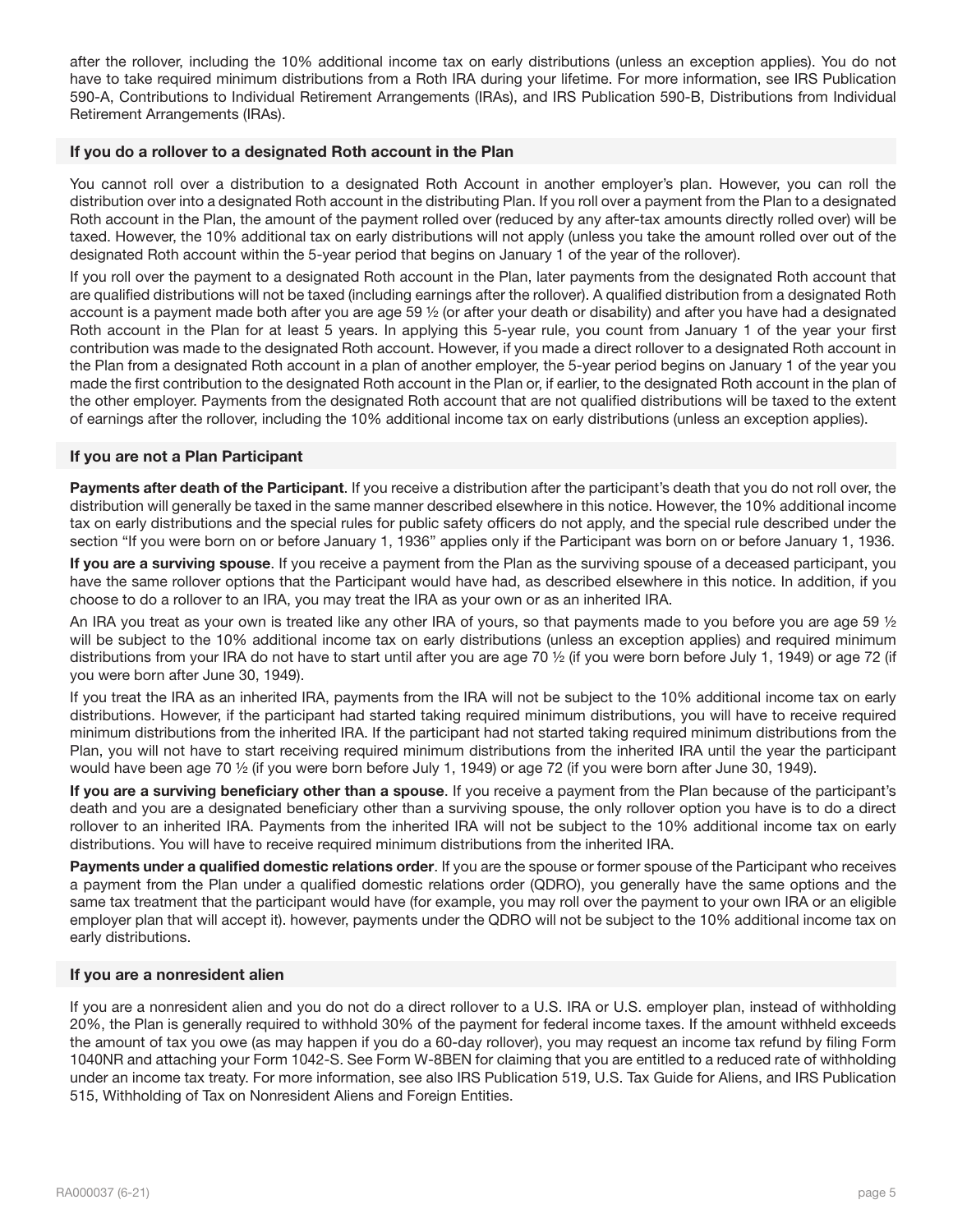after the rollover, including the 10% additional income tax on early distributions (unless an exception applies). You do not have to take required minimum distributions from a Roth IRA during your lifetime. For more information, see IRS Publication 590-A, Contributions to Individual Retirement Arrangements (IRAs), and IRS Publication 590-B, Distributions from Individual Retirement Arrangements (IRAs).

### If you do a rollover to a designated Roth account in the Plan

You cannot roll over a distribution to a designated Roth Account in another employer's plan. However, you can roll the distribution over into a designated Roth account in the distributing Plan. If you roll over a payment from the Plan to a designated Roth account in the Plan, the amount of the payment rolled over (reduced by any after-tax amounts directly rolled over) will be taxed. However, the 10% additional tax on early distributions will not apply (unless you take the amount rolled over out of the designated Roth account within the 5-year period that begins on January 1 of the year of the rollover).

If you roll over the payment to a designated Roth account in the Plan, later payments from the designated Roth account that are qualified distributions will not be taxed (including earnings after the rollover). A qualified distribution from a designated Roth account is a payment made both after you are age 59 ½ (or after your death or disability) and after you have had a designated Roth account in the Plan for at least 5 years. In applying this 5-year rule, you count from January 1 of the year your first contribution was made to the designated Roth account. However, if you made a direct rollover to a designated Roth account in the Plan from a designated Roth account in a plan of another employer, the 5-year period begins on January 1 of the year you made the first contribution to the designated Roth account in the Plan or, if earlier, to the designated Roth account in the plan of the other employer. Payments from the designated Roth account that are not qualified distributions will be taxed to the extent of earnings after the rollover, including the 10% additional income tax on early distributions (unless an exception applies).

### If you are not a Plan Participant

**Payments after death of the Participant**. If you receive a distribution after the participant's death that you do not roll over, the distribution will generally be taxed in the same manner described elsewhere in this notice. However, the 10% additional income tax on early distributions and the special rules for public safety officers do not apply, and the special rule described under the section "If you were born on or before January 1, 1936" applies only if the Participant was born on or before January 1, 1936.

**If you are a surviving spouse**. If you receive a payment from the Plan as the surviving spouse of a deceased participant, you have the same rollover options that the Participant would have had, as described elsewhere in this notice. In addition, if you choose to do a rollover to an IRA, you may treat the IRA as your own or as an inherited IRA.

An IRA you treat as your own is treated like any other IRA of yours, so that payments made to you before you are age 59 ½ will be subject to the 10% additional income tax on early distributions (unless an exception applies) and required minimum distributions from your IRA do not have to start until after you are age 70 ½ (if you were born before July 1, 1949) or age 72 (if you were born after June 30, 1949).

If you treat the IRA as an inherited IRA, payments from the IRA will not be subject to the 10% additional income tax on early distributions. However, if the participant had started taking required minimum distributions, you will have to receive required minimum distributions from the inherited IRA. If the participant had not started taking required minimum distributions from the Plan, you will not have to start receiving required minimum distributions from the inherited IRA until the year the participant would have been age 70 ½ (if you were born before July 1, 1949) or age 72 (if you were born after June 30, 1949).

**If you are a surviving beneficiary other than a spouse**. If you receive a payment from the Plan because of the participant's death and you are a designated beneficiary other than a surviving spouse, the only rollover option you have is to do a direct rollover to an inherited IRA. Payments from the inherited IRA will not be subject to the 10% additional income tax on early distributions. You will have to receive required minimum distributions from the inherited IRA.

**Payments under a qualified domestic relations order**. If you are the spouse or former spouse of the Participant who receives a payment from the Plan under a qualified domestic relations order (QDRO), you generally have the same options and the same tax treatment that the participant would have (for example, you may roll over the payment to your own IRA or an eligible employer plan that will accept it). however, payments under the QDRO will not be subject to the 10% additional income tax on early distributions.

### If you are a nonresident alien

If you are a nonresident alien and you do not do a direct rollover to a U.S. IRA or U.S. employer plan, instead of withholding 20%, the Plan is generally required to withhold 30% of the payment for federal income taxes. If the amount withheld exceeds the amount of tax you owe (as may happen if you do a 60-day rollover), you may request an income tax refund by filing Form 1040NR and attaching your Form 1042-S. See Form W-8BEN for claiming that you are entitled to a reduced rate of withholding under an income tax treaty. For more information, see also IRS Publication 519, U.S. Tax Guide for Aliens, and IRS Publication 515, Withholding of Tax on Nonresident Aliens and Foreign Entities.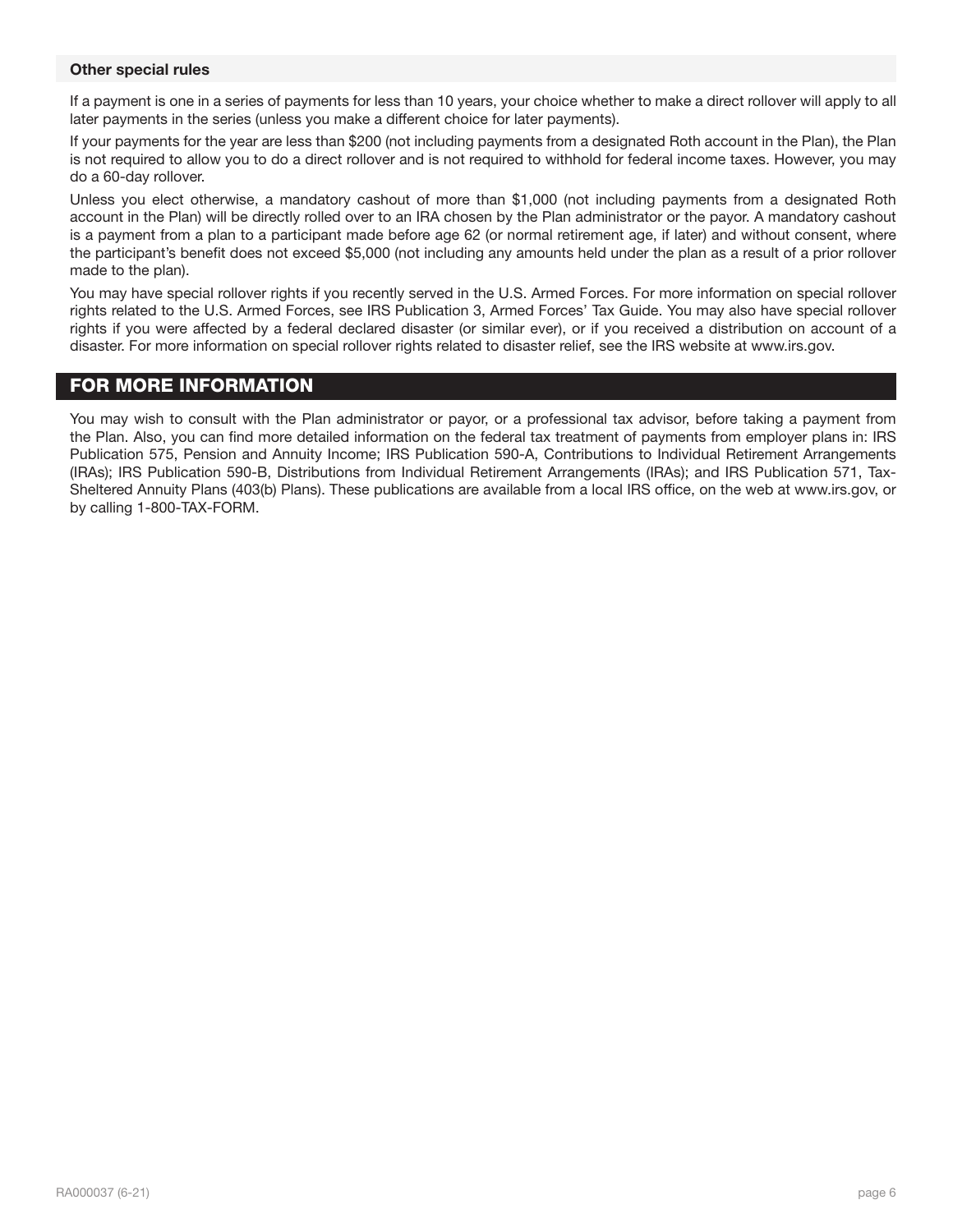### Other special rules

If a payment is one in a series of payments for less than 10 years, your choice whether to make a direct rollover will apply to all later payments in the series (unless you make a different choice for later payments).

If your payments for the year are less than $200 (not including payments from a designated Roth account in the Plan), the Plan is not required to allow you to do a direct rollover and is not required to withhold for federal income taxes. However, you may do a 60-day rollover.

Unless you elect otherwise, a mandatory cashout of more than $1,000 (not including payments from a designated Roth account in the Plan) will be directly rolled over to an IRA chosen by the Plan administrator or the payor. A mandatory cashout is a payment from a plan to a participant made before age 62 (or normal retirement age, if later) and without consent, where the participant's benefit does not exceed $5,000 (not including any amounts held under the plan as a result of a prior rollover made to the plan).

You may have special rollover rights if you recently served in the U.S. Armed Forces. For more information on special rollover rights related to the U.S. Armed Forces, see IRS Publication 3, Armed Forces' Tax Guide. You may also have special rollover rights if you were affected by a federal declared disaster (or similar ever), or if you received a distribution on account of a disaster. For more information on special rollover rights related to disaster relief, see the IRS website at www.irs.gov.

## FOR MORE INFORMATION

You may wish to consult with the Plan administrator or payor, or a professional tax advisor, before taking a payment from the Plan. Also, you can find more detailed information on the federal tax treatment of payments from employer plans in: IRS Publication 575, Pension and Annuity Income; IRS Publication 590-A, Contributions to Individual Retirement Arrangements (IRAs); IRS Publication 590-B, Distributions from Individual Retirement Arrangements (IRAs); and IRS Publication 571, Tax-Sheltered Annuity Plans (403(b) Plans). These publications are available from a local IRS office, on the web at www.irs.gov, or by calling 1-800-TAX-FORM.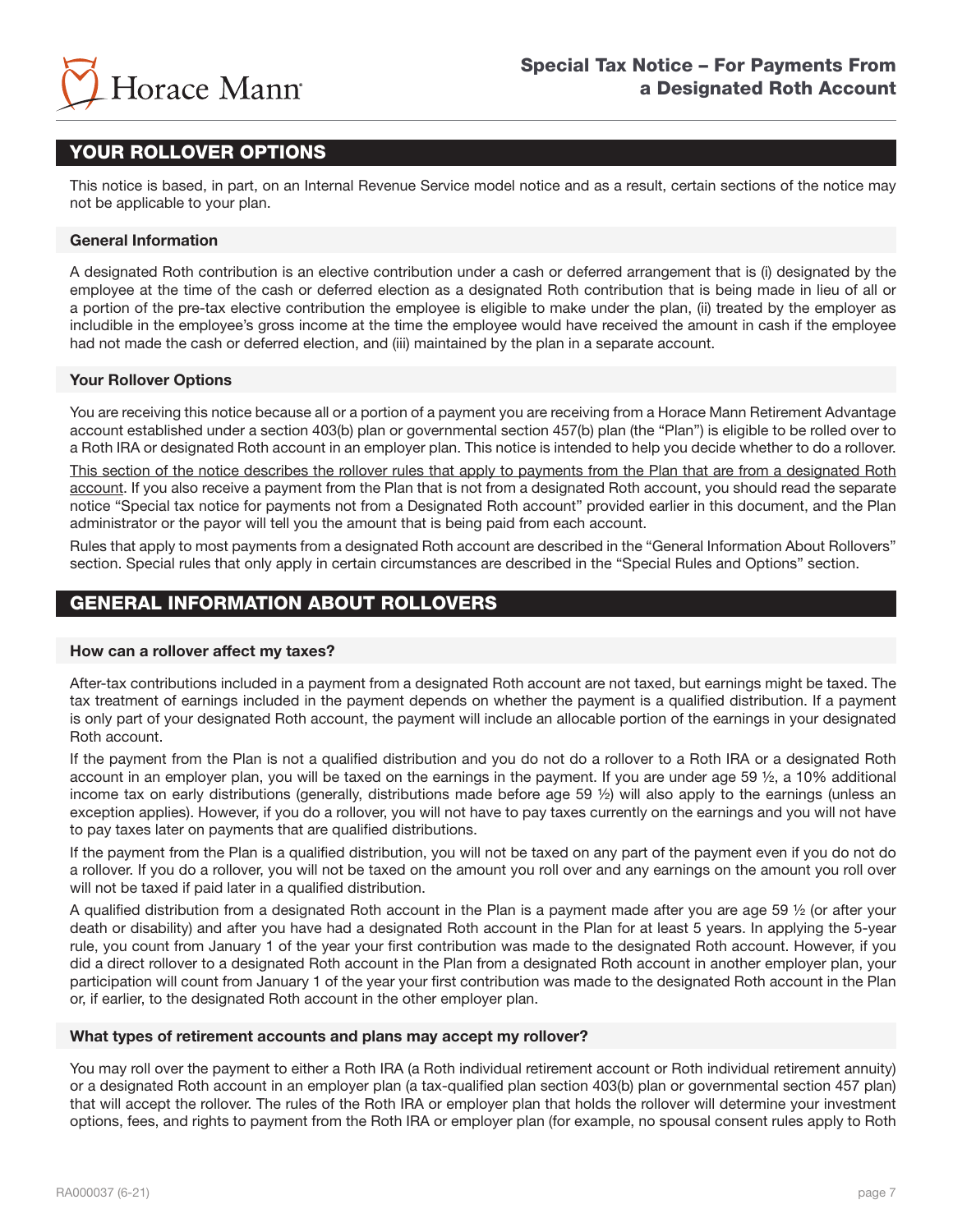## YOUR ROLLOVER OPTIONS

This notice is based, in part, on an Internal Revenue Service model notice and as a result, certain sections of the notice may not be applicable to your plan.

### General Information

A designated Roth contribution is an elective contribution under a cash or deferred arrangement that is (i) designated by the employee at the time of the cash or deferred election as a designated Roth contribution that is being made in lieu of all or a portion of the pre-tax elective contribution the employee is eligible to make under the plan, (ii) treated by the employer as includible in the employee's gross income at the time the employee would have received the amount in cash if the employee had not made the cash or deferred election, and (iii) maintained by the plan in a separate account.

### Your Rollover Options

You are receiving this notice because all or a portion of a payment you are receiving from a Horace Mann Retirement Advantage account established under a section 403(b) plan or governmental section 457(b) plan (the "Plan") is eligible to be rolled over to a Roth IRA or designated Roth account in an employer plan. This notice is intended to help you decide whether to do a rollover.

<u>This section of the notice describes the rollover rules that apply to payments from the Plan that are from a designated Roth account</u>. If you also receive a payment from the Plan that is not from a designated Roth account, you should read the separate notice "Special tax notice for payments not from a Designated Roth account" provided earlier in this document, and the Plan administrator or the payor will tell you the amount that is being paid from each account.

Rules that apply to most payments from a designated Roth account are described in the "General Information About Rollovers" section. Special rules that only apply in certain circumstances are described in the "Special Rules and Options" section.

## GENERAL INFORMATION ABOUT ROLLOVERS

### How can a rollover affect my taxes?

After-tax contributions included in a payment from a designated Roth account are not taxed, but earnings might be taxed. The tax treatment of earnings included in the payment depends on whether the payment is a qualified distribution. If a payment is only part of your designated Roth account, the payment will include an allocable portion of the earnings in your designated Roth account.

If the payment from the Plan is not a qualified distribution and you do not do a rollover to a Roth IRA or a designated Roth account in an employer plan, you will be taxed on the earnings in the payment. If you are under age 59 ½, a 10% additional income tax on early distributions (generally, distributions made before age 59 ½) will also apply to the earnings (unless an exception applies). However, if you do a rollover, you will not have to pay taxes currently on the earnings and you will not have to pay taxes later on payments that are qualified distributions.

If the payment from the Plan is a qualified distribution, you will not be taxed on any part of the payment even if you do not do a rollover. If you do a rollover, you will not be taxed on the amount you roll over and any earnings on the amount you roll over will not be taxed if paid later in a qualified distribution.

A qualified distribution from a designated Roth account in the Plan is a payment made after you are age 59 ½ (or after your death or disability) and after you have had a designated Roth account in the Plan for at least 5 years. In applying the 5-year rule, you count from January 1 of the year your first contribution was made to the designated Roth account. However, if you did a direct rollover to a designated Roth account in the Plan from a designated Roth account in another employer plan, your participation will count from January 1 of the year your first contribution was made to the designated Roth account in the Plan or, if earlier, to the designated Roth account in the other employer plan.

### What types of retirement accounts and plans may accept my rollover?

You may roll over the payment to either a Roth IRA (a Roth individual retirement account or Roth individual retirement annuity) or a designated Roth account in an employer plan (a tax-qualified plan section 403(b) plan or governmental section 457 plan) that will accept the rollover. The rules of the Roth IRA or employer plan that holds the rollover will determine your investment options, fees, and rights to payment from the Roth IRA or employer plan (for example, no spousal consent rules apply to Roth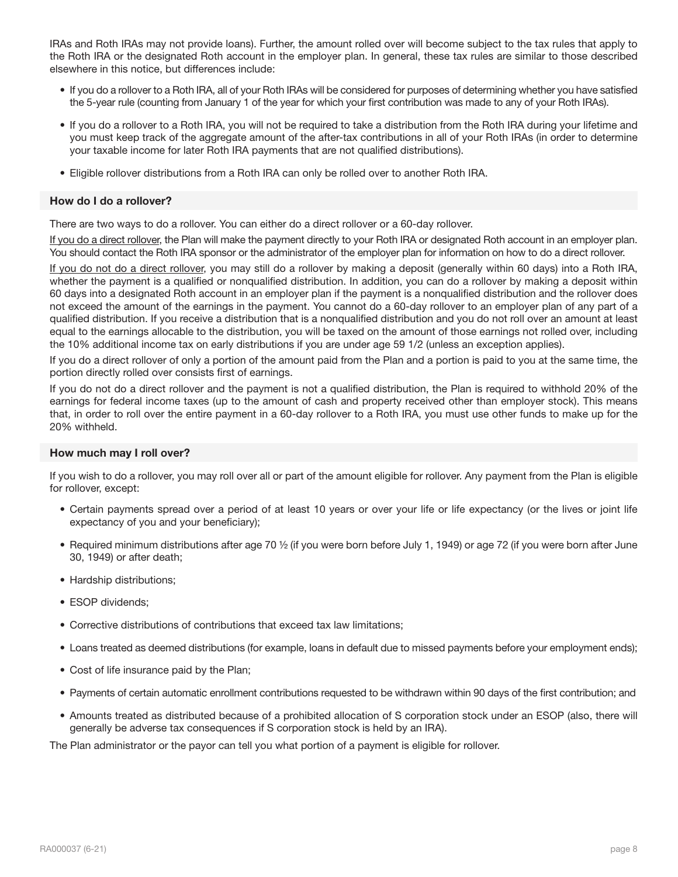IRAs and Roth IRAs may not provide loans). Further, the amount rolled over will become subject to the tax rules that apply to the Roth IRA or the designated Roth account in the employer plan. In general, these tax rules are similar to those described elsewhere in this notice, but differences include:

- If you do a rollover to a Roth IRA, all of your Roth IRAs will be considered for purposes of determining whether you have satisfied the 5-year rule (counting from January 1 of the year for which your first contribution was made to any of your Roth IRAs).
- If you do a rollover to a Roth IRA, you will not be required to take a distribution from the Roth IRA during your lifetime and you must keep track of the aggregate amount of the after-tax contributions in all of your Roth IRAs (in order to determine your taxable income for later Roth IRA payments that are not qualified distributions).
- Eligible rollover distributions from a Roth IRA can only be rolled over to another Roth IRA.

### How do I do a rollover?

There are two ways to do a rollover. You can either do a direct rollover or a 60-day rollover.

If you do a direct rollover, the Plan will make the payment directly to your Roth IRA or designated Roth account in an employer plan. You should contact the Roth IRA sponsor or the administrator of the employer plan for information on how to do a direct rollover.

If you do not do a direct rollover, you may still do a rollover by making a deposit (generally within 60 days) into a Roth IRA, whether the payment is a qualified or nonqualified distribution. In addition, you can do a rollover by making a deposit within 60 days into a designated Roth account in an employer plan if the payment is a nonqualified distribution and the rollover does not exceed the amount of the earnings in the payment. You cannot do a 60-day rollover to an employer plan of any part of a qualified distribution. If you receive a distribution that is a nonqualified distribution and you do not roll over an amount at least equal to the earnings allocable to the distribution, you will be taxed on the amount of those earnings not rolled over, including the 10% additional income tax on early distributions if you are under age 59 1/2 (unless an exception applies).

If you do a direct rollover of only a portion of the amount paid from the Plan and a portion is paid to you at the same time, the portion directly rolled over consists first of earnings.

If you do not do a direct rollover and the payment is not a qualified distribution, the Plan is required to withhold 20% of the earnings for federal income taxes (up to the amount of cash and property received other than employer stock). This means that, in order to roll over the entire payment in a 60-day rollover to a Roth IRA, you must use other funds to make up for the 20% withheld.

### How much may I roll over?

If you wish to do a rollover, you may roll over all or part of the amount eligible for rollover. Any payment from the Plan is eligible for rollover, except:

- Certain payments spread over a period of at least 10 years or over your life or life expectancy (or the lives or joint life expectancy of you and your beneficiary);
- Required minimum distributions after age 70 ½ (if you were born before July 1, 1949) or age 72 (if you were born after June 30, 1949) or after death;
- Hardship distributions;
- ESOP dividends;
- Corrective distributions of contributions that exceed tax law limitations;
- Loans treated as deemed distributions (for example, loans in default due to missed payments before your employment ends);
- Cost of life insurance paid by the Plan;
- Payments of certain automatic enrollment contributions requested to be withdrawn within 90 days of the first contribution; and
- Amounts treated as distributed because of a prohibited allocation of S corporation stock under an ESOP (also, there will generally be adverse tax consequences if S corporation stock is held by an IRA).

The Plan administrator or the payor can tell you what portion of a payment is eligible for rollover.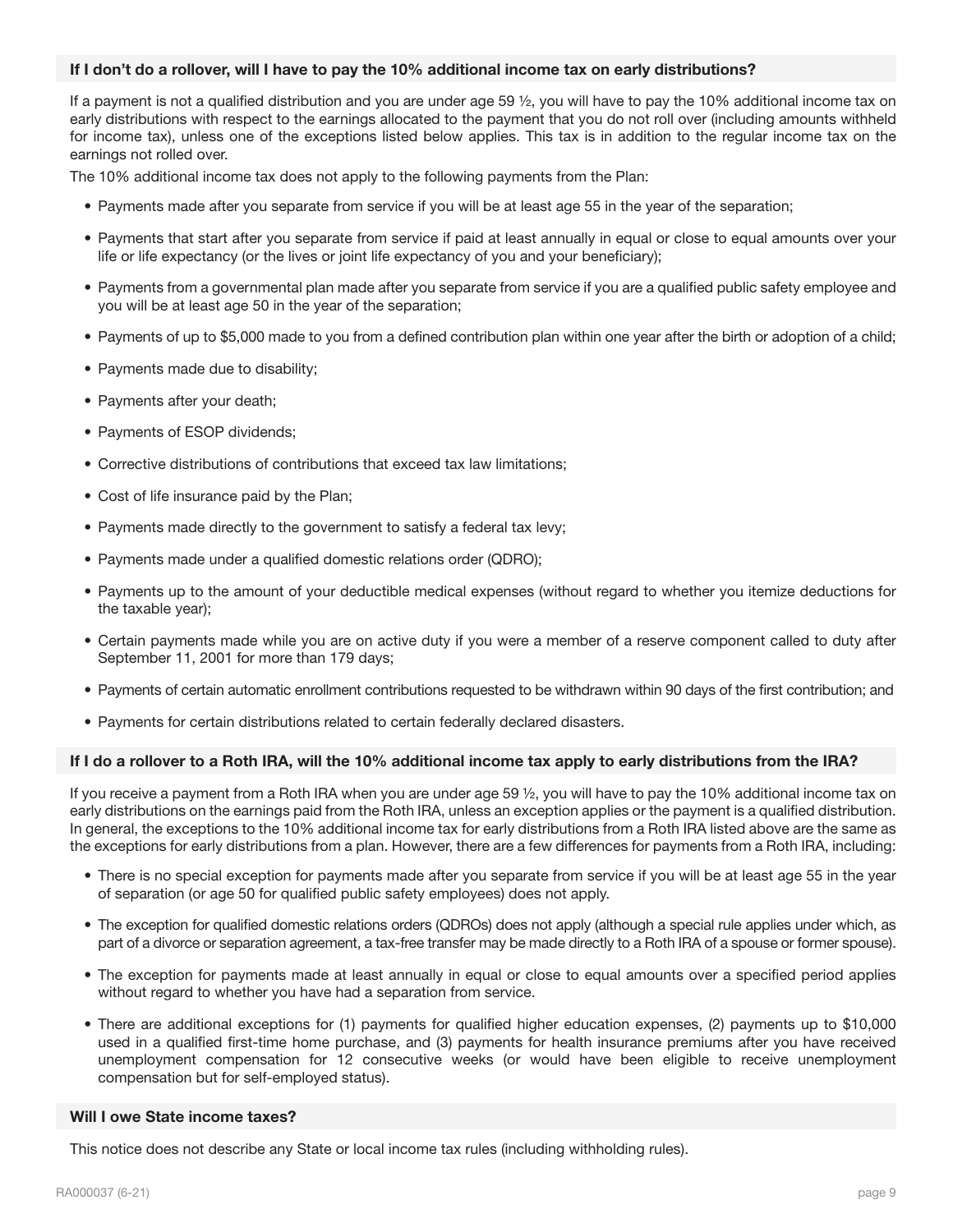### If I don't do a rollover, will I have to pay the 10% additional income tax on early distributions?

If a payment is not a qualified distribution and you are under age 59 ½, you will have to pay the 10% additional income tax on early distributions with respect to the earnings allocated to the payment that you do not roll over (including amounts withheld for income tax), unless one of the exceptions listed below applies. This tax is in addition to the regular income tax on the earnings not rolled over.

The 10% additional income tax does not apply to the following payments from the Plan:

- Payments made after you separate from service if you will be at least age 55 in the year of the separation;
- Payments that start after you separate from service if paid at least annually in equal or close to equal amounts over your life or life expectancy (or the lives or joint life expectancy of you and your beneficiary);
- Payments from a governmental plan made after you separate from service if you are a qualified public safety employee and you will be at least age 50 in the year of the separation;
- Payments of up to $5,000 made to you from a defined contribution plan within one year after the birth or adoption of a child;
- Payments made due to disability;
- Payments after your death;
- Payments of ESOP dividends;
- Corrective distributions of contributions that exceed tax law limitations;
- Cost of life insurance paid by the Plan;
- Payments made directly to the government to satisfy a federal tax levy;
- Payments made under a qualified domestic relations order (QDRO);
- Payments up to the amount of your deductible medical expenses (without regard to whether you itemize deductions for the taxable year);
- Certain payments made while you are on active duty if you were a member of a reserve component called to duty after September 11, 2001 for more than 179 days;
- Payments of certain automatic enrollment contributions requested to be withdrawn within 90 days of the first contribution; and
- Payments for certain distributions related to certain federally declared disasters.

### If I do a rollover to a Roth IRA, will the 10% additional income tax apply to early distributions from the IRA?

If you receive a payment from a Roth IRA when you are under age 59 ½, you will have to pay the 10% additional income tax on early distributions on the earnings paid from the Roth IRA, unless an exception applies or the payment is a qualified distribution. In general, the exceptions to the 10% additional income tax for early distributions from a Roth IRA listed above are the same as the exceptions for early distributions from a plan. However, there are a few differences for payments from a Roth IRA, including:

- There is no special exception for payments made after you separate from service if you will be at least age 55 in the year of separation (or age 50 for qualified public safety employees) does not apply.
- The exception for qualified domestic relations orders (QDROs) does not apply (although a special rule applies under which, as part of a divorce or separation agreement, a tax-free transfer may be made directly to a Roth IRA of a spouse or former spouse).
- The exception for payments made at least annually in equal or close to equal amounts over a specified period applies without regard to whether you have had a separation from service.
- There are additional exceptions for (1) payments for qualified higher education expenses, (2) payments up to $10,000 used in a qualified first-time home purchase, and (3) payments for health insurance premiums after you have received unemployment compensation for 12 consecutive weeks (or would have been eligible to receive unemployment compensation but for self-employed status).

### Will I owe State income taxes?

This notice does not describe any State or local income tax rules (including withholding rules).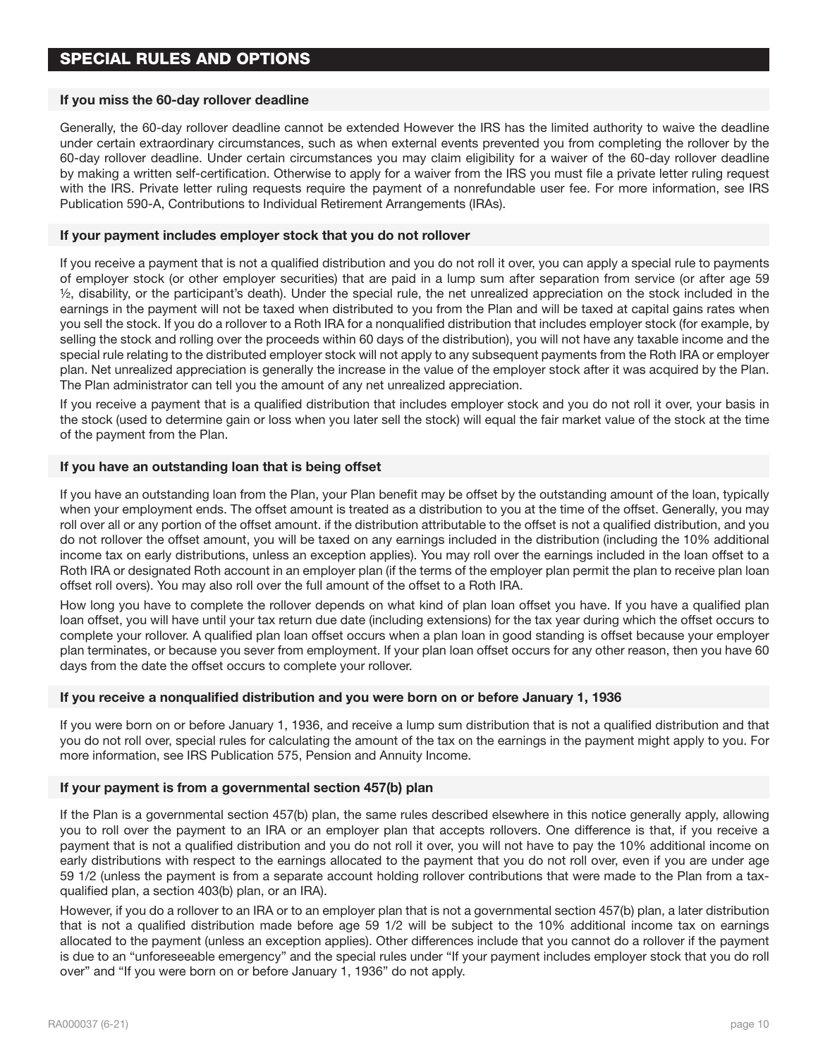## SPECIAL RULES AND OPTIONS

### If you miss the 60-day rollover deadline

Generally, the 60-day rollover deadline cannot be extended However the IRS has the limited authority to waive the deadline under certain extraordinary circumstances, such as when external events prevented you from completing the rollover by the 60-day rollover deadline. Under certain circumstances you may claim eligibility for a waiver of the 60-day rollover deadline by making a written self-certification. Otherwise to apply for a waiver from the IRS you must file a private letter ruling request with the IRS. Private letter ruling requests require the payment of a nonrefundable user fee. For more information, see IRS Publication 590-A, Contributions to Individual Retirement Arrangements (IRAs).

### If your payment includes employer stock that you do not rollover

If you receive a payment that is not a qualified distribution and you do not roll it over, you can apply a special rule to payments of employer stock (or other employer securities) that are paid in a lump sum after separation from service (or after age 59 ½, disability, or the participant's death). Under the special rule, the net unrealized appreciation on the stock included in the earnings in the payment will not be taxed when distributed to you from the Plan and will be taxed at capital gains rates when you sell the stock. If you do a rollover to a Roth IRA for a nonqualified distribution that includes employer stock (for example, by selling the stock and rolling over the proceeds within 60 days of the distribution), you will not have any taxable income and the special rule relating to the distributed employer stock will not apply to any subsequent payments from the Roth IRA or employer plan. Net unrealized appreciation is generally the increase in the value of the employer stock after it was acquired by the Plan. The Plan administrator can tell you the amount of any net unrealized appreciation.

If you receive a payment that is a qualified distribution that includes employer stock and you do not roll it over, your basis in the stock (used to determine gain or loss when you later sell the stock) will equal the fair market value of the stock at the time of the payment from the Plan.

### If you have an outstanding loan that is being offset

If you have an outstanding loan from the Plan, your Plan benefit may be offset by the outstanding amount of the loan, typically when your employment ends. The offset amount is treated as a distribution to you at the time of the offset. Generally, you may roll over all or any portion of the offset amount. if the distribution attributable to the offset is not a qualified distribution, and you do not rollover the offset amount, you will be taxed on any earnings included in the distribution (including the 10% additional income tax on early distributions, unless an exception applies). You may roll over the earnings included in the loan offset to a Roth IRA or designated Roth account in an employer plan (if the terms of the employer plan permit the plan to receive plan loan offset roll overs). You may also roll over the full amount of the offset to a Roth IRA.

How long you have to complete the rollover depends on what kind of plan loan offset you have. If you have a qualified plan loan offset, you will have until your tax return due date (including extensions) for the tax year during which the offset occurs to complete your rollover. A qualified plan loan offset occurs when a plan loan in good standing is offset because your employer plan terminates, or because you sever from employment. If your plan loan offset occurs for any other reason, then you have 60 days from the date the offset occurs to complete your rollover.

### If you receive a nonqualified distribution and you were born on or before January 1, 1936

If you were born on or before January 1, 1936, and receive a lump sum distribution that is not a qualified distribution and that you do not roll over, special rules for calculating the amount of the tax on the earnings in the payment might apply to you. For more information, see IRS Publication 575, Pension and Annuity Income.

### If your payment is from a governmental section 457(b) plan

If the Plan is a governmental section 457(b) plan, the same rules described elsewhere in this notice generally apply, allowing you to roll over the payment to an IRA or an employer plan that accepts rollovers. One difference is that, if you receive a payment that is not a qualified distribution and you do not roll it over, you will not have to pay the 10% additional income on early distributions with respect to the earnings allocated to the payment that you do not roll over, even if you are under age 59 1/2 (unless the payment is from a separate account holding rollover contributions that were made to the Plan from a tax-qualified plan, a section 403(b) plan, or an IRA).

However, if you do a rollover to an IRA or to an employer plan that is not a governmental section 457(b) plan, a later distribution that is not a qualified distribution made before age 59 1/2 will be subject to the 10% additional income tax on earnings allocated to the payment (unless an exception applies). Other differences include that you cannot do a rollover if the payment is due to an "unforeseeable emergency" and the special rules under "If your payment includes employer stock that you do roll over" and "If you were born on or before January 1, 1936" do not apply.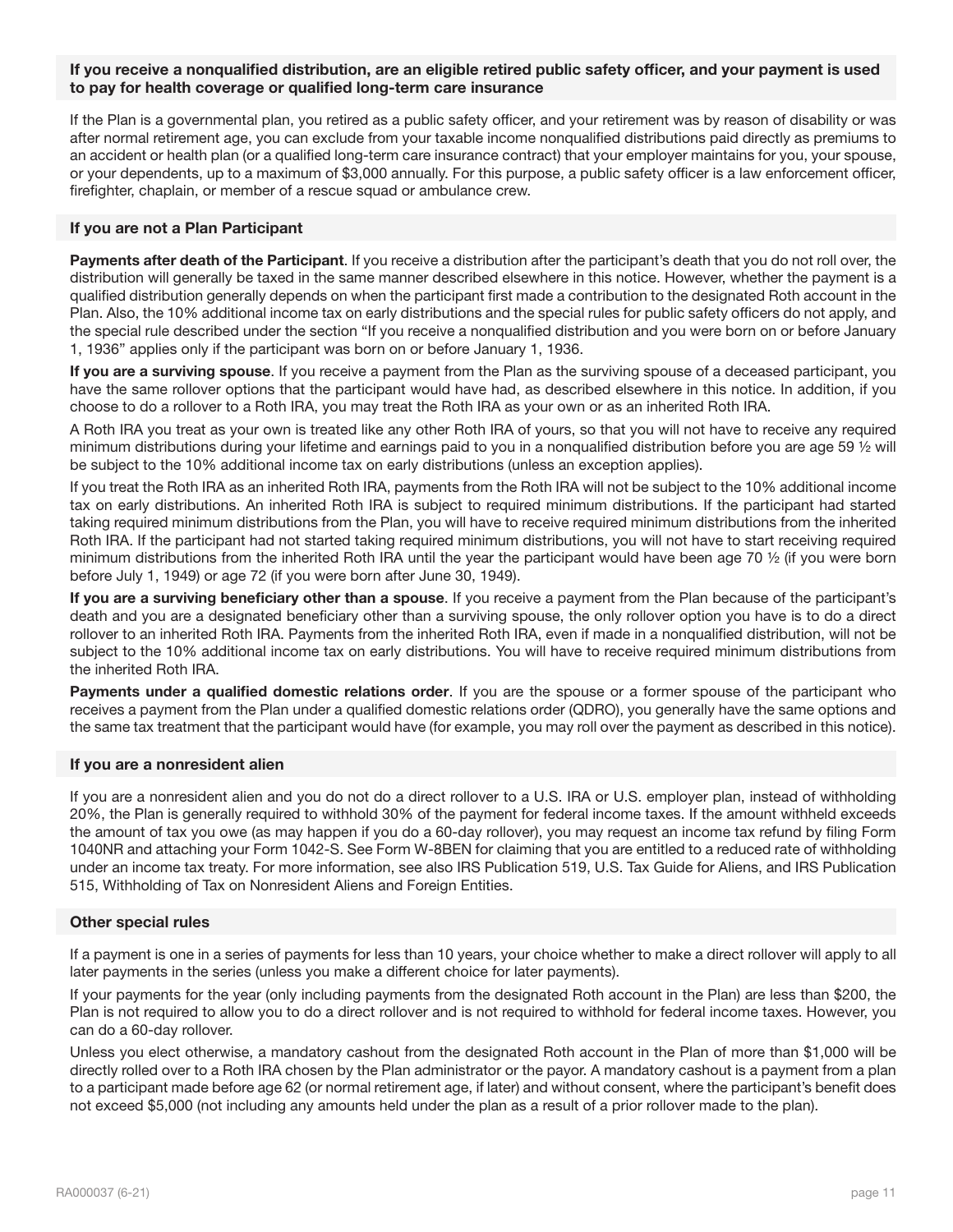### If you receive a nonqualified distribution, are an eligible retired public safety officer, and your payment is used to pay for health coverage or qualified long-term care insurance

If the Plan is a governmental plan, you retired as a public safety officer, and your retirement was by reason of disability or was after normal retirement age, you can exclude from your taxable income nonqualified distributions paid directly as premiums to an accident or health plan (or a qualified long-term care insurance contract) that your employer maintains for you, your spouse, or your dependents, up to a maximum of $3,000 annually. For this purpose, a public safety officer is a law enforcement officer, firefighter, chaplain, or member of a rescue squad or ambulance crew.

### If you are not a Plan Participant

**Payments after death of the Participant**. If you receive a distribution after the participant's death that you do not roll over, the distribution will generally be taxed in the same manner described elsewhere in this notice. However, whether the payment is a qualified distribution generally depends on when the participant first made a contribution to the designated Roth account in the Plan. Also, the 10% additional income tax on early distributions and the special rules for public safety officers do not apply, and the special rule described under the section "If you receive a nonqualified distribution and you were born on or before January 1, 1936" applies only if the participant was born on or before January 1, 1936.

**If you are a surviving spouse**. If you receive a payment from the Plan as the surviving spouse of a deceased participant, you have the same rollover options that the participant would have had, as described elsewhere in this notice. In addition, if you choose to do a rollover to a Roth IRA, you may treat the Roth IRA as your own or as an inherited Roth IRA.

A Roth IRA you treat as your own is treated like any other Roth IRA of yours, so that you will not have to receive any required minimum distributions during your lifetime and earnings paid to you in a nonqualified distribution before you are age 59 ½ will be subject to the 10% additional income tax on early distributions (unless an exception applies).

If you treat the Roth IRA as an inherited Roth IRA, payments from the Roth IRA will not be subject to the 10% additional income tax on early distributions. An inherited Roth IRA is subject to required minimum distributions. If the participant had started taking required minimum distributions from the Plan, you will have to receive required minimum distributions from the inherited Roth IRA. If the participant had not started taking required minimum distributions, you will not have to start receiving required minimum distributions from the inherited Roth IRA until the year the participant would have been age 70 ½ (if you were born before July 1, 1949) or age 72 (if you were born after June 30, 1949).

**If you are a surviving beneficiary other than a spouse**. If you receive a payment from the Plan because of the participant's death and you are a designated beneficiary other than a surviving spouse, the only rollover option you have is to do a direct rollover to an inherited Roth IRA. Payments from the inherited Roth IRA, even if made in a nonqualified distribution, will not be subject to the 10% additional income tax on early distributions. You will have to receive required minimum distributions from the inherited Roth IRA.

**Payments under a qualified domestic relations order**. If you are the spouse or a former spouse of the participant who receives a payment from the Plan under a qualified domestic relations order (QDRO), you generally have the same options and the same tax treatment that the participant would have (for example, you may roll over the payment as described in this notice).

### If you are a nonresident alien

If you are a nonresident alien and you do not do a direct rollover to a U.S. IRA or U.S. employer plan, instead of withholding 20%, the Plan is generally required to withhold 30% of the payment for federal income taxes. If the amount withheld exceeds the amount of tax you owe (as may happen if you do a 60-day rollover), you may request an income tax refund by filing Form 1040NR and attaching your Form 1042-S. See Form W-8BEN for claiming that you are entitled to a reduced rate of withholding under an income tax treaty. For more information, see also IRS Publication 519, U.S. Tax Guide for Aliens, and IRS Publication 515, Withholding of Tax on Nonresident Aliens and Foreign Entities.

### Other special rules

If a payment is one in a series of payments for less than 10 years, your choice whether to make a direct rollover will apply to all later payments in the series (unless you make a different choice for later payments).

If your payments for the year (only including payments from the designated Roth account in the Plan) are less than $200, the Plan is not required to allow you to do a direct rollover and is not required to withhold for federal income taxes. However, you can do a 60-day rollover.

Unless you elect otherwise, a mandatory cashout from the designated Roth account in the Plan of more than $1,000 will be directly rolled over to a Roth IRA chosen by the Plan administrator or the payor. A mandatory cashout is a payment from a plan to a participant made before age 62 (or normal retirement age, if later) and without consent, where the participant's benefit does not exceed $5,000 (not including any amounts held under the plan as a result of a prior rollover made to the plan).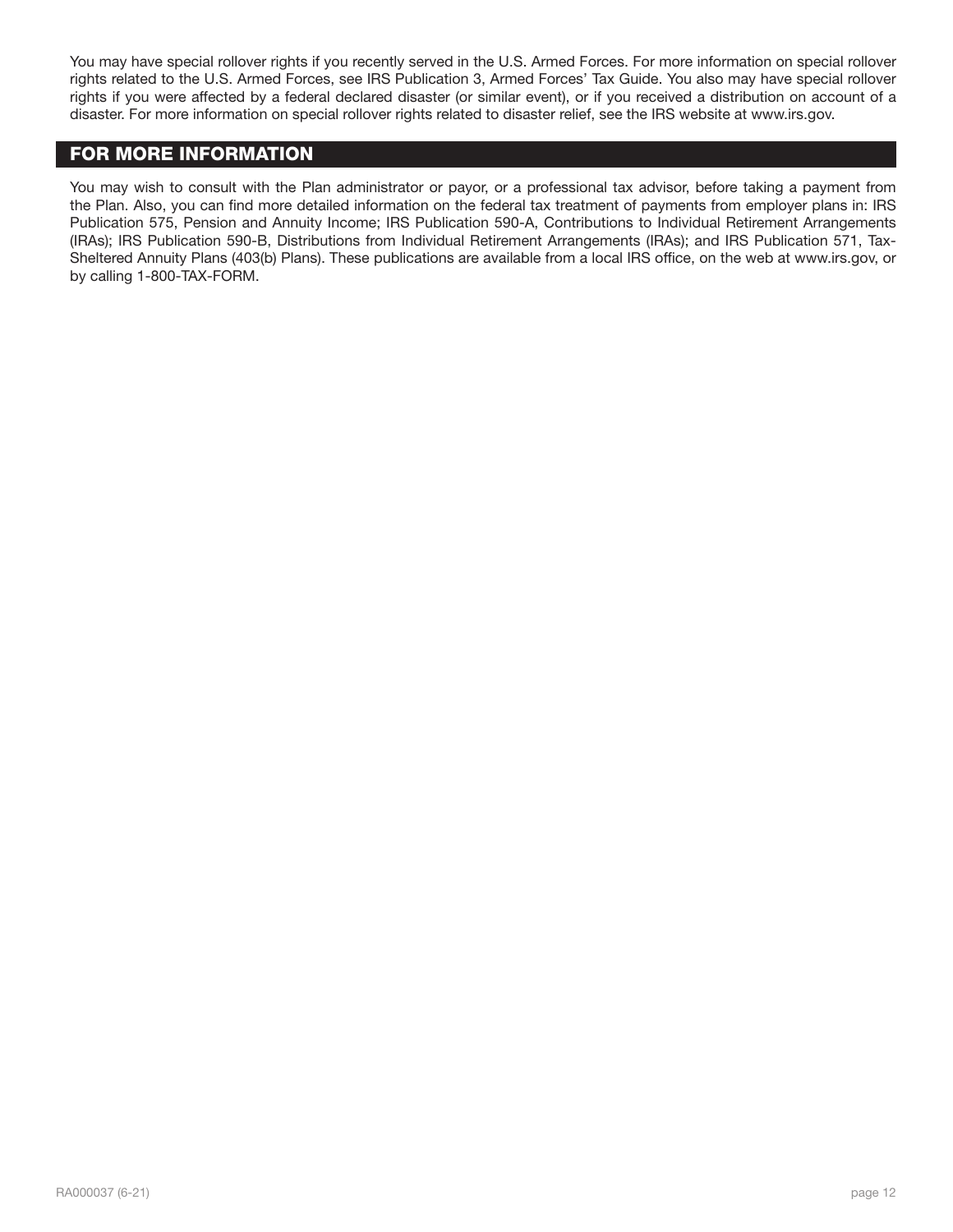You may have special rollover rights if you recently served in the U.S. Armed Forces. For more information on special rollover rights related to the U.S. Armed Forces, see IRS Publication 3, Armed Forces' Tax Guide. You also may have special rollover rights if you were affected by a federal declared disaster (or similar event), or if you received a distribution on account of a disaster. For more information on special rollover rights related to disaster relief, see the IRS website at www.irs.gov.

## FOR MORE INFORMATION

You may wish to consult with the Plan administrator or payor, or a professional tax advisor, before taking a payment from the Plan. Also, you can find more detailed information on the federal tax treatment of payments from employer plans in: IRS Publication 575, Pension and Annuity Income; IRS Publication 590-A, Contributions to Individual Retirement Arrangements (IRAs); IRS Publication 590-B, Distributions from Individual Retirement Arrangements (IRAs); and IRS Publication 571, Tax-Sheltered Annuity Plans (403(b) Plans). These publications are available from a local IRS office, on the web at www.irs.gov, or by calling 1-800-TAX-FORM.